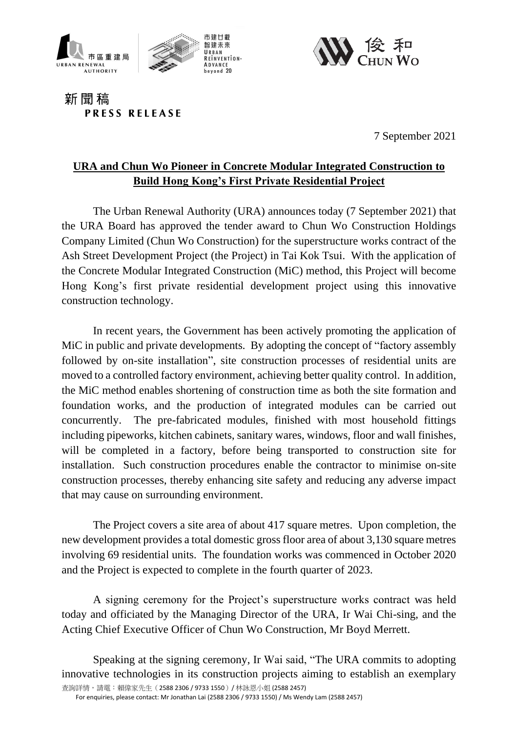新聞稿
**PRESS RELEASE**

7 September 2021

# URA and Chun Wo Pioneer in Concrete Modular Integrated Construction to Build Hong Kong's First Private Residential Project

The Urban Renewal Authority (URA) announces today (7 September 2021) that the URA Board has approved the tender award to Chun Wo Construction Holdings Company Limited (Chun Wo Construction) for the superstructure works contract of the Ash Street Development Project (the Project) in Tai Kok Tsui. With the application of the Concrete Modular Integrated Construction (MiC) method, this Project will become Hong Kong's first private residential development project using this innovative construction technology.

In recent years, the Government has been actively promoting the application of MiC in public and private developments. By adopting the concept of "factory assembly followed by on-site installation", site construction processes of residential units are moved to a controlled factory environment, achieving better quality control. In addition, the MiC method enables shortening of construction time as both the site formation and foundation works, and the production of integrated modules can be carried out concurrently. The pre-fabricated modules, finished with most household fittings including pipeworks, kitchen cabinets, sanitary wares, windows, floor and wall finishes, will be completed in a factory, before being transported to construction site for installation. Such construction procedures enable the contractor to minimise on-site construction processes, thereby enhancing site safety and reducing any adverse impact that may cause on surrounding environment.

The Project covers a site area of about 417 square metres. Upon completion, the new development provides a total domestic gross floor area of about 3,130 square metres involving 69 residential units. The foundation works was commenced in October 2020 and the Project is expected to complete in the fourth quarter of 2023.

A signing ceremony for the Project's superstructure works contract was held today and officiated by the Managing Director of the URA, Ir Wai Chi-sing, and the Acting Chief Executive Officer of Chun Wo Construction, Mr Boyd Merrett.

Speaking at the signing ceremony, Ir Wai said, "The URA commits to adopting innovative technologies in its construction projects aiming to establish an exemplary

查詢詳情，請電：賴偉家先生（2588 2306 / 9733 1550）/ 林詠恩小姐 (2588 2457)
For enquiries, please contact: Mr Jonathan Lai (2588 2306 / 9733 1550) / Ms Wendy Lam (2588 2457)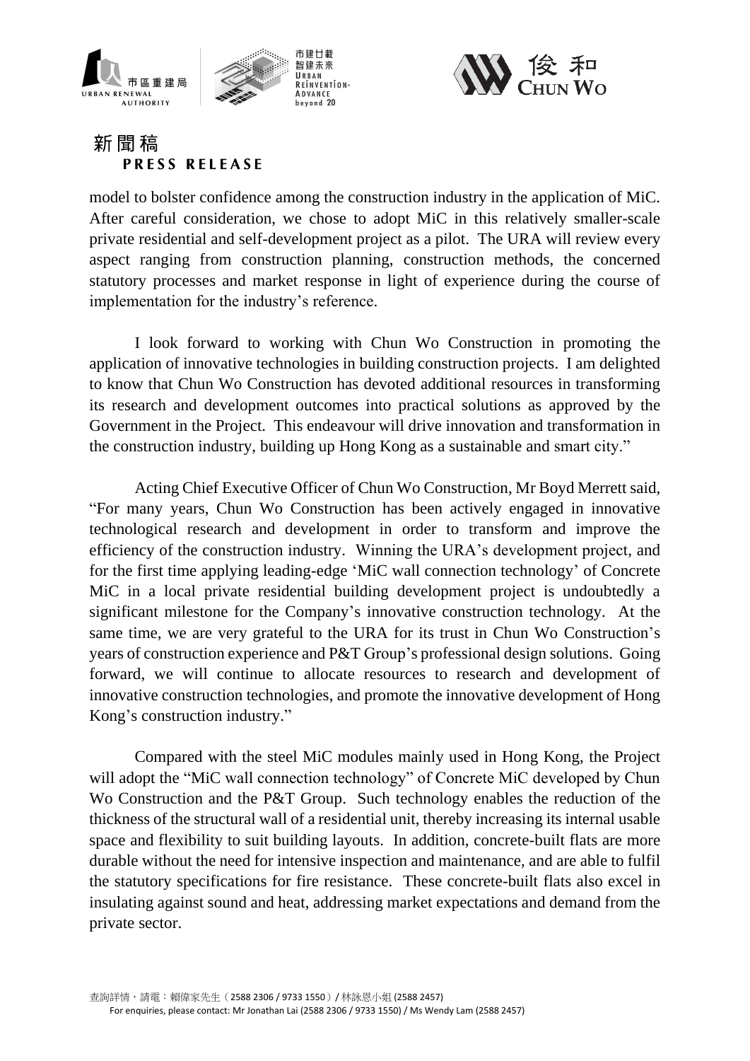model to bolster confidence among the construction industry in the application of MiC. After careful consideration, we chose to adopt MiC in this relatively smaller-scale private residential and self-development project as a pilot. The URA will review every aspect ranging from construction planning, construction methods, the concerned statutory processes and market response in light of experience during the course of implementation for the industry's reference.

I look forward to working with Chun Wo Construction in promoting the application of innovative technologies in building construction projects. I am delighted to know that Chun Wo Construction has devoted additional resources in transforming its research and development outcomes into practical solutions as approved by the Government in the Project. This endeavour will drive innovation and transformation in the construction industry, building up Hong Kong as a sustainable and smart city."

Acting Chief Executive Officer of Chun Wo Construction, Mr Boyd Merrett said, "For many years, Chun Wo Construction has been actively engaged in innovative technological research and development in order to transform and improve the efficiency of the construction industry. Winning the URA's development project, and for the first time applying leading-edge 'MiC wall connection technology' of Concrete MiC in a local private residential building development project is undoubtedly a significant milestone for the Company's innovative construction technology. At the same time, we are very grateful to the URA for its trust in Chun Wo Construction's years of construction experience and P&T Group's professional design solutions. Going forward, we will continue to allocate resources to research and development of innovative construction technologies, and promote the innovative development of Hong Kong's construction industry."

Compared with the steel MiC modules mainly used in Hong Kong, the Project will adopt the "MiC wall connection technology" of Concrete MiC developed by Chun Wo Construction and the P&T Group. Such technology enables the reduction of the thickness of the structural wall of a residential unit, thereby increasing its internal usable space and flexibility to suit building layouts. In addition, concrete-built flats are more durable without the need for intensive inspection and maintenance, and are able to fulfil the statutory specifications for fire resistance. These concrete-built flats also excel in insulating against sound and heat, addressing market expectations and demand from the private sector.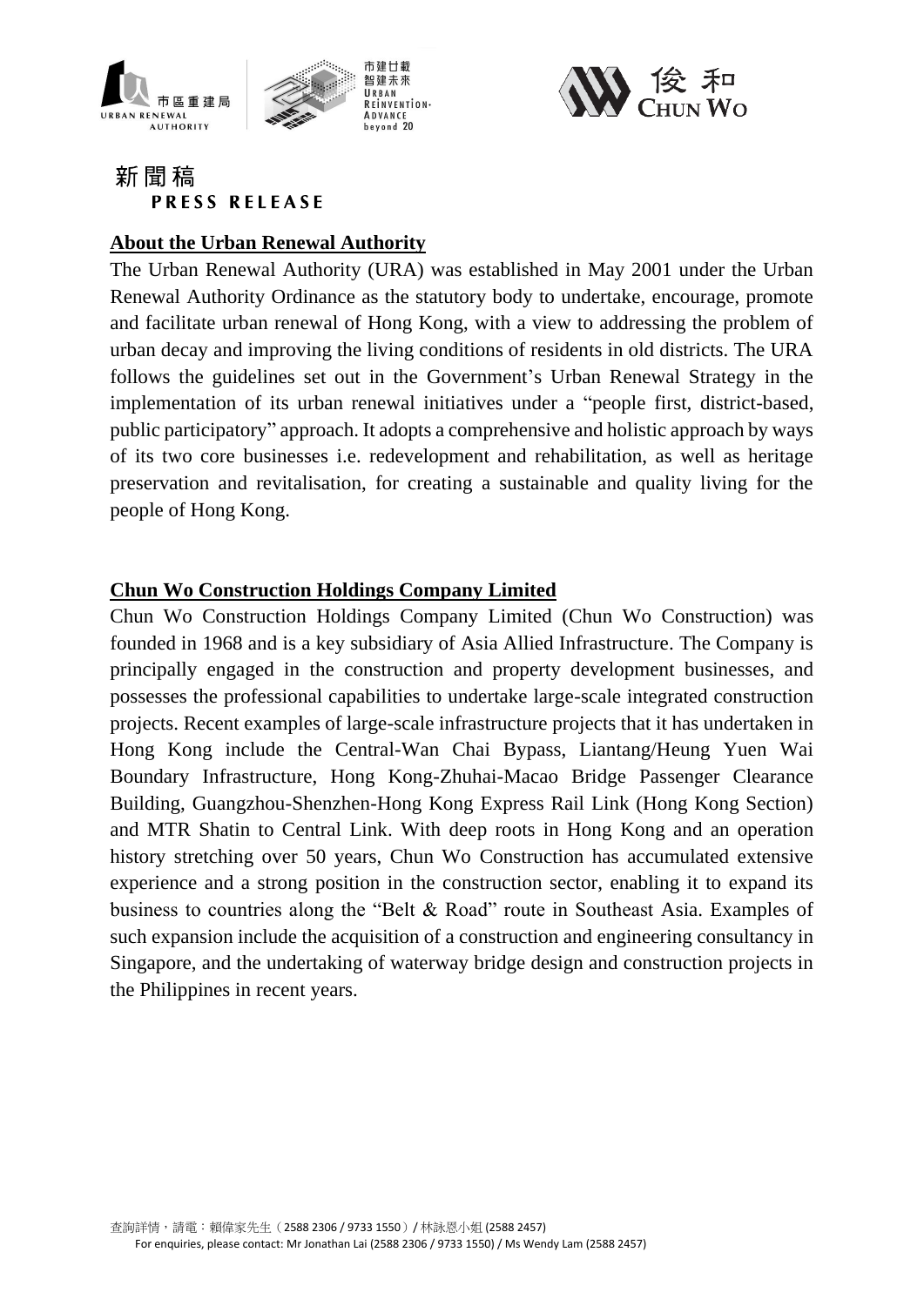新聞稿
**PRESS RELEASE**

**About the Urban Renewal Authority**

The Urban Renewal Authority (URA) was established in May 2001 under the Urban Renewal Authority Ordinance as the statutory body to undertake, encourage, promote and facilitate urban renewal of Hong Kong, with a view to addressing the problem of urban decay and improving the living conditions of residents in old districts. The URA follows the guidelines set out in the Government's Urban Renewal Strategy in the implementation of its urban renewal initiatives under a "people first, district-based, public participatory" approach. It adopts a comprehensive and holistic approach by ways of its two core businesses i.e. redevelopment and rehabilitation, as well as heritage preservation and revitalisation, for creating a sustainable and quality living for the people of Hong Kong.

**Chun Wo Construction Holdings Company Limited**

Chun Wo Construction Holdings Company Limited (Chun Wo Construction) was founded in 1968 and is a key subsidiary of Asia Allied Infrastructure. The Company is principally engaged in the construction and property development businesses, and possesses the professional capabilities to undertake large-scale integrated construction projects. Recent examples of large-scale infrastructure projects that it has undertaken in Hong Kong include the Central-Wan Chai Bypass, Liantang/Heung Yuen Wai Boundary Infrastructure, Hong Kong-Zhuhai-Macao Bridge Passenger Clearance Building, Guangzhou-Shenzhen-Hong Kong Express Rail Link (Hong Kong Section) and MTR Shatin to Central Link. With deep roots in Hong Kong and an operation history stretching over 50 years, Chun Wo Construction has accumulated extensive experience and a strong position in the construction sector, enabling it to expand its business to countries along the "Belt & Road" route in Southeast Asia. Examples of such expansion include the acquisition of a construction and engineering consultancy in Singapore, and the undertaking of waterway bridge design and construction projects in the Philippines in recent years.

查詢詳情，請電：賴偉家先生（2588 2306 / 9733 1550）/ 林詠恩小姐 (2588 2457)
For enquiries, please contact: Mr Jonathan Lai (2588 2306 / 9733 1550) / Ms Wendy Lam (2588 2457)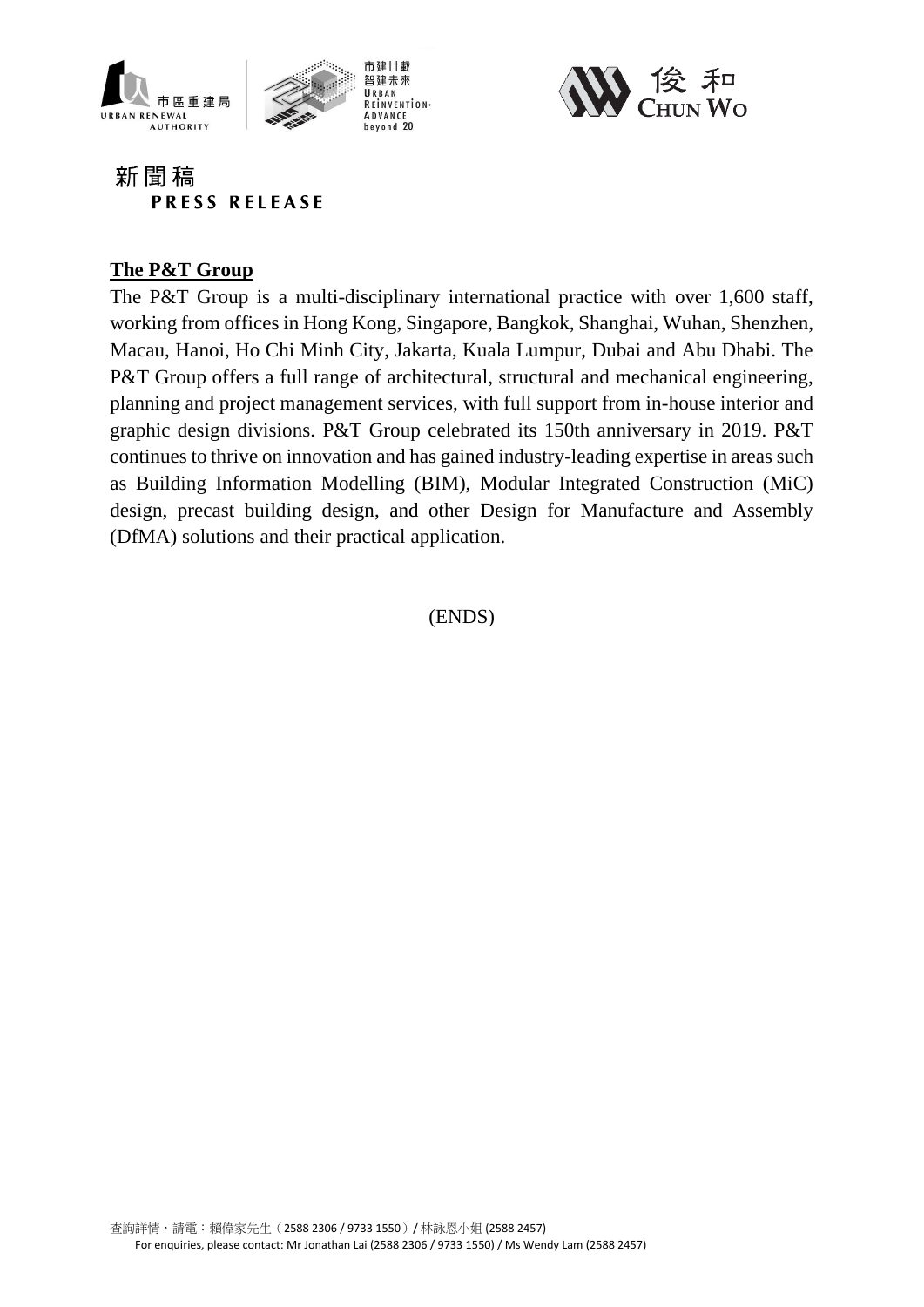新聞稿
**PRESS RELEASE**

**The P&T Group**

The P&T Group is a multi-disciplinary international practice with over 1,600 staff, working from offices in Hong Kong, Singapore, Bangkok, Shanghai, Wuhan, Shenzhen, Macau, Hanoi, Ho Chi Minh City, Jakarta, Kuala Lumpur, Dubai and Abu Dhabi. The P&T Group offers a full range of architectural, structural and mechanical engineering, planning and project management services, with full support from in-house interior and graphic design divisions. P&T Group celebrated its 150th anniversary in 2019. P&T continues to thrive on innovation and has gained industry-leading expertise in areas such as Building Information Modelling (BIM), Modular Integrated Construction (MiC) design, precast building design, and other Design for Manufacture and Assembly (DfMA) solutions and their practical application.

(ENDS)

查詢詳情，請電：賴偉家先生（2588 2306 / 9733 1550）/ 林詠恩小姐 (2588 2457)
For enquiries, please contact: Mr Jonathan Lai (2588 2306 / 9733 1550) / Ms Wendy Lam (2588 2457)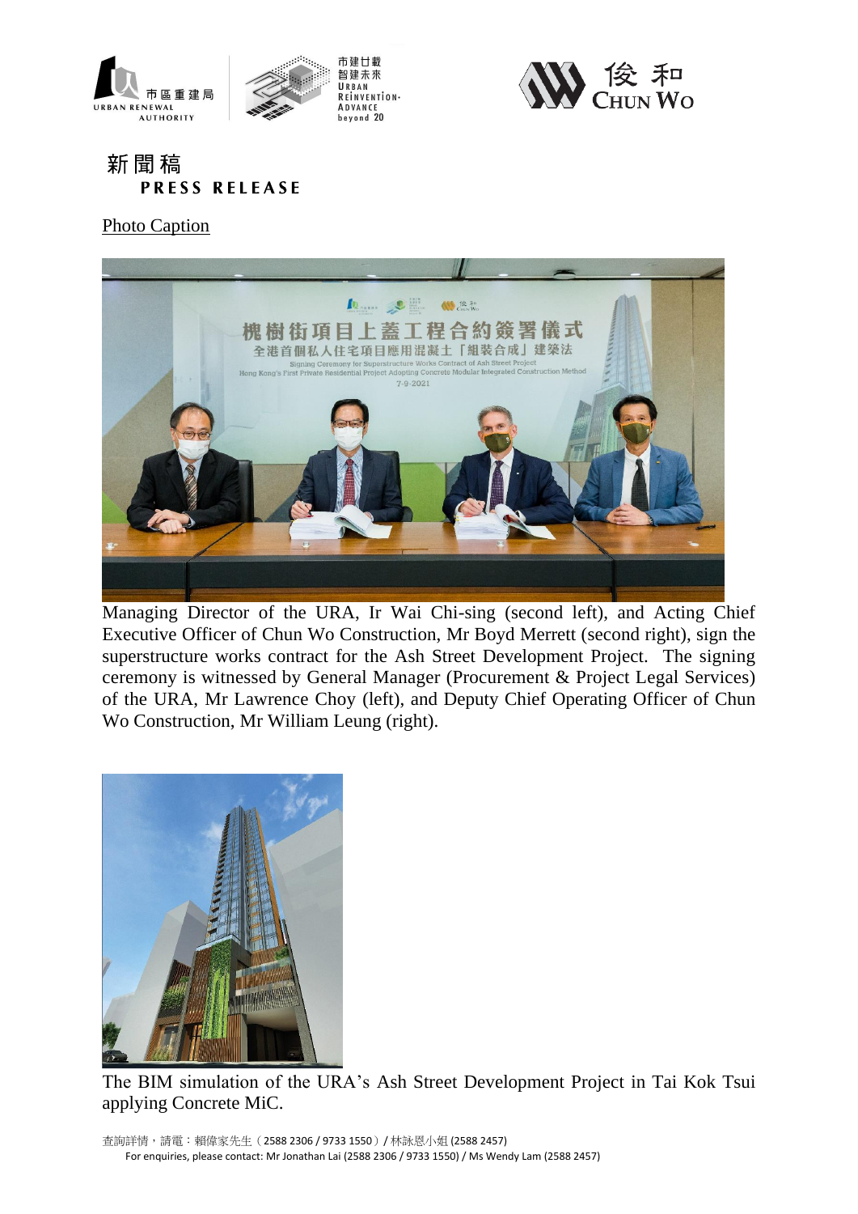新聞稿
**PRESS RELEASE**

Photo Caption

Managing Director of the URA, Ir Wai Chi-sing (second left), and Acting Chief Executive Officer of Chun Wo Construction, Mr Boyd Merrett (second right), sign the superstructure works contract for the Ash Street Development Project. The signing ceremony is witnessed by General Manager (Procurement & Project Legal Services) of the URA, Mr Lawrence Choy (left), and Deputy Chief Operating Officer of Chun Wo Construction, Mr William Leung (right).

The BIM simulation of the URA's Ash Street Development Project in Tai Kok Tsui applying Concrete MiC.

查詢詳情，請電：賴偉家先生（2588 2306 / 9733 1550）/ 林詠恩小姐 (2588 2457)
For enquiries, please contact: Mr Jonathan Lai (2588 2306 / 9733 1550) / Ms Wendy Lam (2588 2457)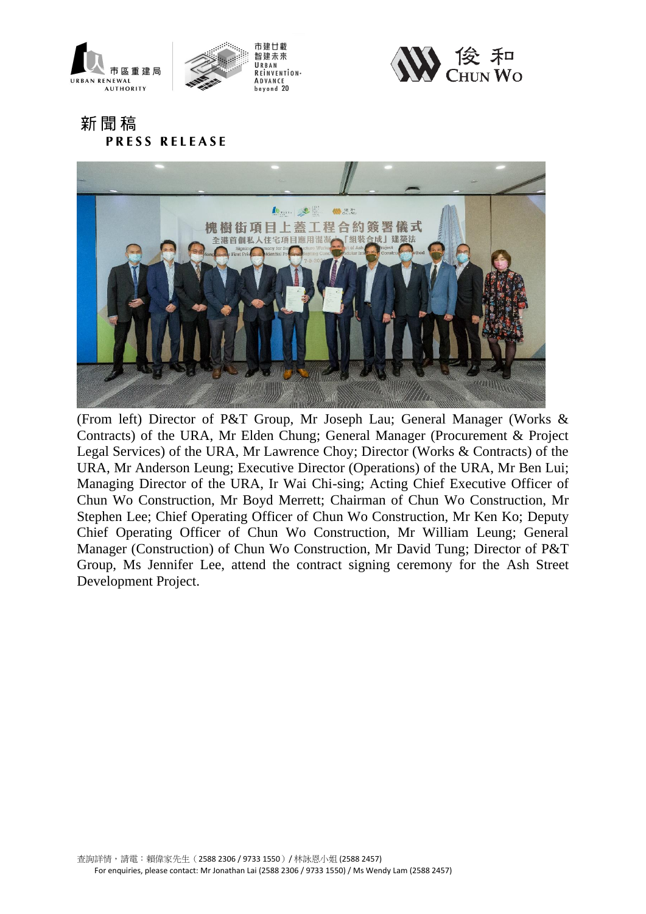# 新聞稿

## PRESS RELEASE

(From left) Director of P&T Group, Mr Joseph Lau; General Manager (Works & Contracts) of the URA, Mr Elden Chung; General Manager (Procurement & Project Legal Services) of the URA, Mr Lawrence Choy; Director (Works & Contracts) of the URA, Mr Anderson Leung; Executive Director (Operations) of the URA, Mr Ben Lui; Managing Director of the URA, Ir Wai Chi-sing; Acting Chief Executive Officer of Chun Wo Construction, Mr Boyd Merrett; Chairman of Chun Wo Construction, Mr Stephen Lee; Chief Operating Officer of Chun Wo Construction, Mr Ken Ko; Deputy Chief Operating Officer of Chun Wo Construction, Mr William Leung; General Manager (Construction) of Chun Wo Construction, Mr David Tung; Director of P&T Group, Ms Jennifer Lee, attend the contract signing ceremony for the Ash Street Development Project.

查詢詳情，請電：賴偉家先生（2588 2306 / 9733 1550）/ 林詠恩小姐 (2588 2457)

For enquiries, please contact: Mr Jonathan Lai (2588 2306 / 9733 1550) / Ms Wendy Lam (2588 2457)